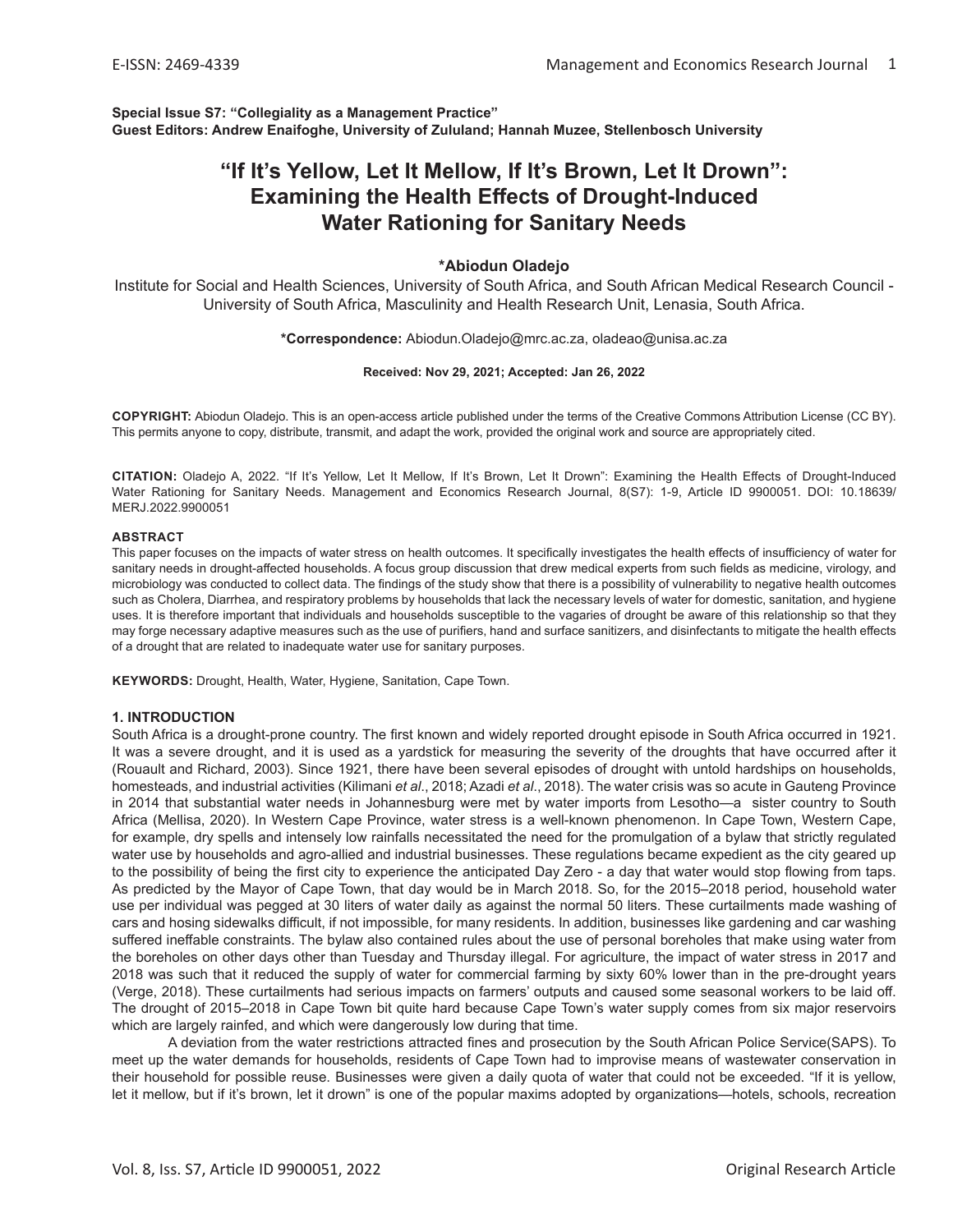**Special Issue S7: "Collegiality as a Management Practice"**
**Guest Editors: Andrew Enaifoghe, University of Zululand; Hannah Muzee, Stellenbosch University**

# "If It's Yellow, Let It Mellow, If It's Brown, Let It Drown": Examining the Health Effects of Drought-Induced Water Rationing for Sanitary Needs

**\*Abiodun Oladejo**

Institute for Social and Health Sciences, University of South Africa, and South African Medical Research Council - University of South Africa, Masculinity and Health Research Unit, Lenasia, South Africa.

**\*Correspondence:** Abiodun.Oladejo@mrc.ac.za, oladeao@unisa.ac.za

**Received: Nov 29, 2021; Accepted: Jan 26, 2022**

**COPYRIGHT:** Abiodun Oladejo. This is an open-access article published under the terms of the Creative Commons Attribution License (CC BY). This permits anyone to copy, distribute, transmit, and adapt the work, provided the original work and source are appropriately cited.

**CITATION:** Oladejo A, 2022. "If It's Yellow, Let It Mellow, If It's Brown, Let It Drown": Examining the Health Effects of Drought-Induced Water Rationing for Sanitary Needs. Management and Economics Research Journal, 8(S7): 1-9, Article ID 9900051. DOI: 10.18639/MERJ.2022.9900051

**ABSTRACT**

This paper focuses on the impacts of water stress on health outcomes. It specifically investigates the health effects of insufficiency of water for sanitary needs in drought-affected households. A focus group discussion that drew medical experts from such fields as medicine, virology, and microbiology was conducted to collect data. The findings of the study show that there is a possibility of vulnerability to negative health outcomes such as Cholera, Diarrhea, and respiratory problems by households that lack the necessary levels of water for domestic, sanitation, and hygiene uses. It is therefore important that individuals and households susceptible to the vagaries of drought be aware of this relationship so that they may forge necessary adaptive measures such as the use of purifiers, hand and surface sanitizers, and disinfectants to mitigate the health effects of a drought that are related to inadequate water use for sanitary purposes.

**KEYWORDS:** Drought, Health, Water, Hygiene, Sanitation, Cape Town.

## 1. INTRODUCTION

South Africa is a drought-prone country. The first known and widely reported drought episode in South Africa occurred in 1921. It was a severe drought, and it is used as a yardstick for measuring the severity of the droughts that have occurred after it (Rouault and Richard, 2003). Since 1921, there have been several episodes of drought with untold hardships on households, homesteads, and industrial activities (Kilimani *et al*., 2018; Azadi *et al*., 2018). The water crisis was so acute in Gauteng Province in 2014 that substantial water needs in Johannesburg were met by water imports from Lesotho—a sister country to South Africa (Mellisa, 2020). In Western Cape Province, water stress is a well-known phenomenon. In Cape Town, Western Cape, for example, dry spells and intensely low rainfalls necessitated the need for the promulgation of a bylaw that strictly regulated water use by households and agro-allied and industrial businesses. These regulations became expedient as the city geared up to the possibility of being the first city to experience the anticipated Day Zero - a day that water would stop flowing from taps. As predicted by the Mayor of Cape Town, that day would be in March 2018. So, for the 2015–2018 period, household water use per individual was pegged at 30 liters of water daily as against the normal 50 liters. These curtailments made washing of cars and hosing sidewalks difficult, if not impossible, for many residents. In addition, businesses like gardening and car washing suffered ineffable constraints. The bylaw also contained rules about the use of personal boreholes that make using water from the boreholes on other days other than Tuesday and Thursday illegal. For agriculture, the impact of water stress in 2017 and 2018 was such that it reduced the supply of water for commercial farming by sixty 60% lower than in the pre-drought years (Verge, 2018). These curtailments had serious impacts on farmers' outputs and caused some seasonal workers to be laid off. The drought of 2015–2018 in Cape Town bit quite hard because Cape Town's water supply comes from six major reservoirs which are largely rainfed, and which were dangerously low during that time.

A deviation from the water restrictions attracted fines and prosecution by the South African Police Service(SAPS). To meet up the water demands for households, residents of Cape Town had to improvise means of wastewater conservation in their household for possible reuse. Businesses were given a daily quota of water that could not be exceeded. "If it is yellow, let it mellow, but if it's brown, let it drown" is one of the popular maxims adopted by organizations—hotels, schools, recreation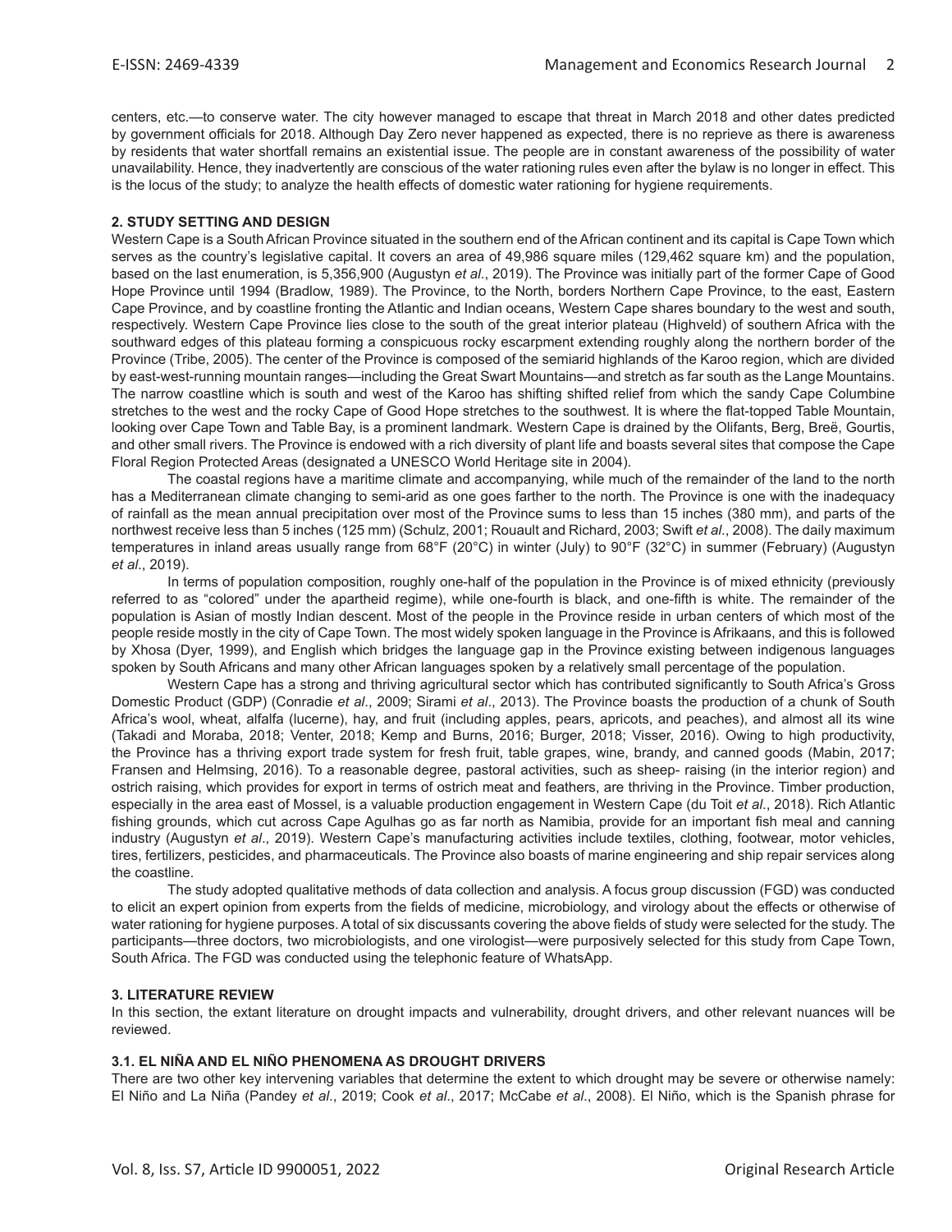centers, etc.—to conserve water. The city however managed to escape that threat in March 2018 and other dates predicted by government officials for 2018. Although Day Zero never happened as expected, there is no reprieve as there is awareness by residents that water shortfall remains an existential issue. The people are in constant awareness of the possibility of water unavailability. Hence, they inadvertently are conscious of the water rationing rules even after the bylaw is no longer in effect. This is the locus of the study; to analyze the health effects of domestic water rationing for hygiene requirements.

## 2. STUDY SETTING AND DESIGN

Western Cape is a South African Province situated in the southern end of the African continent and its capital is Cape Town which serves as the country's legislative capital. It covers an area of 49,986 square miles (129,462 square km) and the population, based on the last enumeration, is 5,356,900 (Augustyn *et al*., 2019). The Province was initially part of the former Cape of Good Hope Province until 1994 (Bradlow, 1989). The Province, to the North, borders Northern Cape Province, to the east, Eastern Cape Province, and by coastline fronting the Atlantic and Indian oceans, Western Cape shares boundary to the west and south, respectively. Western Cape Province lies close to the south of the great interior plateau (Highveld) of southern Africa with the southward edges of this plateau forming a conspicuous rocky escarpment extending roughly along the northern border of the Province (Tribe, 2005). The center of the Province is composed of the semiarid highlands of the Karoo region, which are divided by east-west-running mountain ranges—including the Great Swart Mountains—and stretch as far south as the Lange Mountains. The narrow coastline which is south and west of the Karoo has shifting shifted relief from which the sandy Cape Columbine stretches to the west and the rocky Cape of Good Hope stretches to the southwest. It is where the flat-topped Table Mountain, looking over Cape Town and Table Bay, is a prominent landmark. Western Cape is drained by the Olifants, Berg, Breë, Gourtis, and other small rivers. The Province is endowed with a rich diversity of plant life and boasts several sites that compose the Cape Floral Region Protected Areas (designated a UNESCO World Heritage site in 2004).

The coastal regions have a maritime climate and accompanying, while much of the remainder of the land to the north has a Mediterranean climate changing to semi-arid as one goes farther to the north. The Province is one with the inadequacy of rainfall as the mean annual precipitation over most of the Province sums to less than 15 inches (380 mm), and parts of the northwest receive less than 5 inches (125 mm) (Schulz, 2001; Rouault and Richard, 2003; Swift *et al*., 2008). The daily maximum temperatures in inland areas usually range from 68°F (20°C) in winter (July) to 90°F (32°C) in summer (February) (Augustyn *et al*., 2019).

In terms of population composition, roughly one-half of the population in the Province is of mixed ethnicity (previously referred to as "colored" under the apartheid regime), while one-fourth is black, and one-fifth is white. The remainder of the population is Asian of mostly Indian descent. Most of the people in the Province reside in urban centers of which most of the people reside mostly in the city of Cape Town. The most widely spoken language in the Province is Afrikaans, and this is followed by Xhosa (Dyer, 1999), and English which bridges the language gap in the Province existing between indigenous languages spoken by South Africans and many other African languages spoken by a relatively small percentage of the population.

Western Cape has a strong and thriving agricultural sector which has contributed significantly to South Africa's Gross Domestic Product (GDP) (Conradie *et al*., 2009; Sirami *et al*., 2013). The Province boasts the production of a chunk of South Africa's wool, wheat, alfalfa (lucerne), hay, and fruit (including apples, pears, apricots, and peaches), and almost all its wine (Takadi and Moraba, 2018; Venter, 2018; Kemp and Burns, 2016; Burger, 2018; Visser, 2016). Owing to high productivity, the Province has a thriving export trade system for fresh fruit, table grapes, wine, brandy, and canned goods (Mabin, 2017; Fransen and Helmsing, 2016). To a reasonable degree, pastoral activities, such as sheep- raising (in the interior region) and ostrich raising, which provides for export in terms of ostrich meat and feathers, are thriving in the Province. Timber production, especially in the area east of Mossel, is a valuable production engagement in Western Cape (du Toit *et al*., 2018). Rich Atlantic fishing grounds, which cut across Cape Agulhas go as far north as Namibia, provide for an important fish meal and canning industry (Augustyn *et al*., 2019). Western Cape's manufacturing activities include textiles, clothing, footwear, motor vehicles, tires, fertilizers, pesticides, and pharmaceuticals. The Province also boasts of marine engineering and ship repair services along the coastline.

The study adopted qualitative methods of data collection and analysis. A focus group discussion (FGD) was conducted to elicit an expert opinion from experts from the fields of medicine, microbiology, and virology about the effects or otherwise of water rationing for hygiene purposes. A total of six discussants covering the above fields of study were selected for the study. The participants—three doctors, two microbiologists, and one virologist—were purposively selected for this study from Cape Town, South Africa. The FGD was conducted using the telephonic feature of WhatsApp.

## 3. LITERATURE REVIEW

In this section, the extant literature on drought impacts and vulnerability, drought drivers, and other relevant nuances will be reviewed.

### 3.1. EL NIÑA AND EL NIÑO PHENOMENA AS DROUGHT DRIVERS

There are two other key intervening variables that determine the extent to which drought may be severe or otherwise namely: El Niño and La Niña (Pandey *et al*., 2019; Cook *et al*., 2017; McCabe *et al*., 2008). El Niño, which is the Spanish phrase for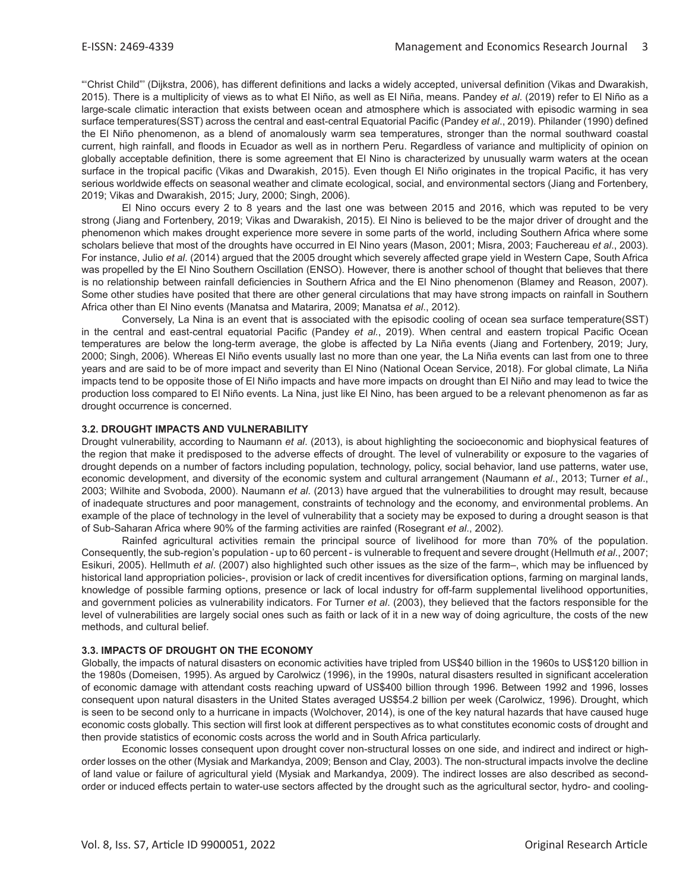"'Christ Child"' (Dijkstra, 2006), has different definitions and lacks a widely accepted, universal definition (Vikas and Dwarakish, 2015). There is a multiplicity of views as to what El Niño, as well as El Niña, means. Pandey *et al*. (2019) refer to El Niño as a large-scale climatic interaction that exists between ocean and atmosphere which is associated with episodic warming in sea surface temperatures(SST) across the central and east-central Equatorial Pacific (Pandey *et al*., 2019). Philander (1990) defined the El Niño phenomenon, as a blend of anomalously warm sea temperatures, stronger than the normal southward coastal current, high rainfall, and floods in Ecuador as well as in northern Peru. Regardless of variance and multiplicity of opinion on globally acceptable definition, there is some agreement that El Nino is characterized by unusually warm waters at the ocean surface in the tropical pacific (Vikas and Dwarakish, 2015). Even though El Niño originates in the tropical Pacific, it has very serious worldwide effects on seasonal weather and climate ecological, social, and environmental sectors (Jiang and Fortenbery, 2019; Vikas and Dwarakish, 2015; Jury, 2000; Singh, 2006).

El Nino occurs every 2 to 8 years and the last one was between 2015 and 2016, which was reputed to be very strong (Jiang and Fortenbery, 2019; Vikas and Dwarakish, 2015). El Nino is believed to be the major driver of drought and the phenomenon which makes drought experience more severe in some parts of the world, including Southern Africa where some scholars believe that most of the droughts have occurred in El Nino years (Mason, 2001; Misra, 2003; Fauchereau *et al*., 2003). For instance, Julio *et al*. (2014) argued that the 2005 drought which severely affected grape yield in Western Cape, South Africa was propelled by the El Nino Southern Oscillation (ENSO). However, there is another school of thought that believes that there is no relationship between rainfall deficiencies in Southern Africa and the El Nino phenomenon (Blamey and Reason, 2007). Some other studies have posited that there are other general circulations that may have strong impacts on rainfall in Southern Africa other than El Nino events (Manatsa and Matarira, 2009; Manatsa *et al*., 2012).

Conversely, La Nina is an event that is associated with the episodic cooling of ocean sea surface temperature(SST) in the central and east-central equatorial Pacific (Pandey *et al.*, 2019). When central and eastern tropical Pacific Ocean temperatures are below the long-term average, the globe is affected by La Niña events (Jiang and Fortenbery, 2019; Jury, 2000; Singh, 2006). Whereas El Niño events usually last no more than one year, the La Niña events can last from one to three years and are said to be of more impact and severity than El Nino (National Ocean Service, 2018). For global climate, La Niña impacts tend to be opposite those of El Niño impacts and have more impacts on drought than El Niño and may lead to twice the production loss compared to El Niño events. La Nina, just like El Nino, has been argued to be a relevant phenomenon as far as drought occurrence is concerned.

### 3.2. DROUGHT IMPACTS AND VULNERABILITY

Drought vulnerability, according to Naumann *et al*. (2013), is about highlighting the socioeconomic and biophysical features of the region that make it predisposed to the adverse effects of drought. The level of vulnerability or exposure to the vagaries of drought depends on a number of factors including population, technology, policy, social behavior, land use patterns, water use, economic development, and diversity of the economic system and cultural arrangement (Naumann *et al*., 2013; Turner *et al*., 2003; Wilhite and Svoboda, 2000). Naumann *et al*. (2013) have argued that the vulnerabilities to drought may result, because of inadequate structures and poor management, constraints of technology and the economy, and environmental problems. An example of the place of technology in the level of vulnerability that a society may be exposed to during a drought season is that of Sub-Saharan Africa where 90% of the farming activities are rainfed (Rosegrant *et al*., 2002).

Rainfed agricultural activities remain the principal source of livelihood for more than 70% of the population. Consequently, the sub-region's population - up to 60 percent - is vulnerable to frequent and severe drought (Hellmuth *et al*., 2007; Esikuri, 2005). Hellmuth *et al*. (2007) also highlighted such other issues as the size of the farm–, which may be influenced by historical land appropriation policies-, provision or lack of credit incentives for diversification options, farming on marginal lands, knowledge of possible farming options, presence or lack of local industry for off-farm supplemental livelihood opportunities, and government policies as vulnerability indicators. For Turner *et al*. (2003), they believed that the factors responsible for the level of vulnerabilities are largely social ones such as faith or lack of it in a new way of doing agriculture, the costs of the new methods, and cultural belief.

### 3.3. IMPACTS OF DROUGHT ON THE ECONOMY

Globally, the impacts of natural disasters on economic activities have tripled from US$40 billion in the 1960s to US$120 billion in the 1980s (Domeisen, 1995). As argued by Carolwicz (1996), in the 1990s, natural disasters resulted in significant acceleration of economic damage with attendant costs reaching upward of US$400 billion through 1996. Between 1992 and 1996, losses consequent upon natural disasters in the United States averaged US$54.2 billion per week (Carolwicz, 1996). Drought, which is seen to be second only to a hurricane in impacts (Wolchover, 2014), is one of the key natural hazards that have caused huge economic costs globally. This section will first look at different perspectives as to what constitutes economic costs of drought and then provide statistics of economic costs across the world and in South Africa particularly.

Economic losses consequent upon drought cover non-structural losses on one side, and indirect and indirect or high-order losses on the other (Mysiak and Markandya, 2009; Benson and Clay, 2003). The non-structural impacts involve the decline of land value or failure of agricultural yield (Mysiak and Markandya, 2009). The indirect losses are also described as second-order or induced effects pertain to water-use sectors affected by the drought such as the agricultural sector, hydro- and cooling-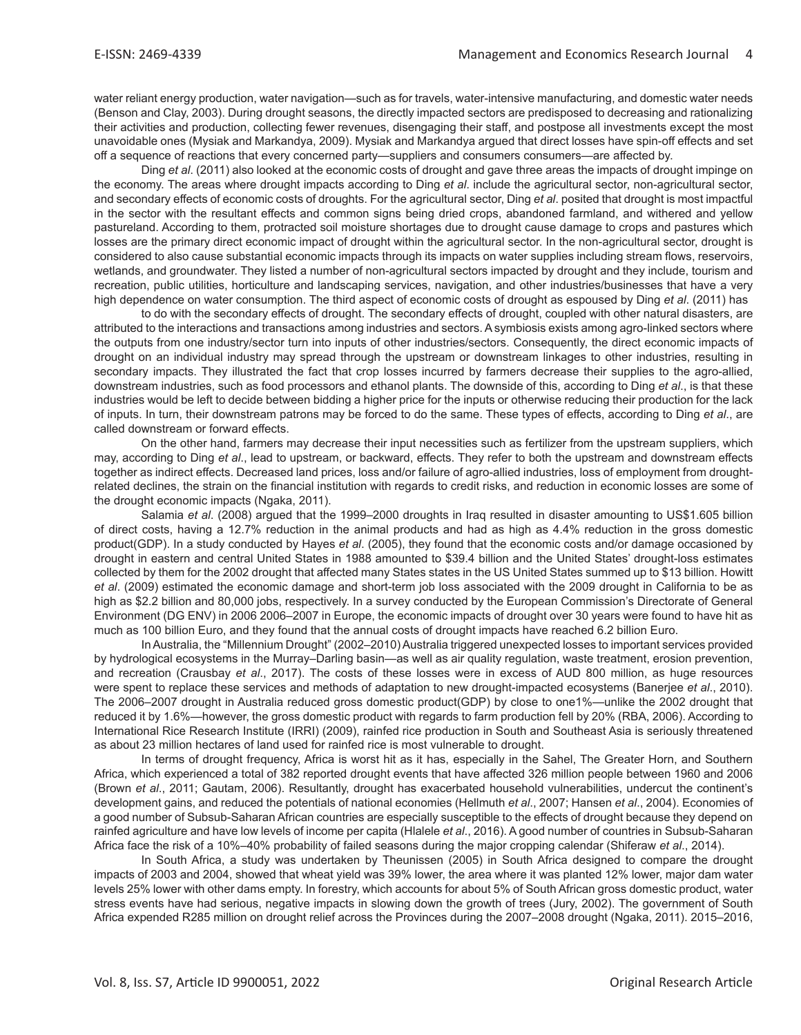water reliant energy production, water navigation—such as for travels, water-intensive manufacturing, and domestic water needs (Benson and Clay, 2003). During drought seasons, the directly impacted sectors are predisposed to decreasing and rationalizing their activities and production, collecting fewer revenues, disengaging their staff, and postpose all investments except the most unavoidable ones (Mysiak and Markandya, 2009). Mysiak and Markandya argued that direct losses have spin-off effects and set off a sequence of reactions that every concerned party—suppliers and consumers consumers—are affected by.

Ding *et al*. (2011) also looked at the economic costs of drought and gave three areas the impacts of drought impinge on the economy. The areas where drought impacts according to Ding *et al*. include the agricultural sector, non-agricultural sector, and secondary effects of economic costs of droughts. For the agricultural sector, Ding *et al*. posited that drought is most impactful in the sector with the resultant effects and common signs being dried crops, abandoned farmland, and withered and yellow pastureland. According to them, protracted soil moisture shortages due to drought cause damage to crops and pastures which losses are the primary direct economic impact of drought within the agricultural sector. In the non-agricultural sector, drought is considered to also cause substantial economic impacts through its impacts on water supplies including stream flows, reservoirs, wetlands, and groundwater. They listed a number of non-agricultural sectors impacted by drought and they include, tourism and recreation, public utilities, horticulture and landscaping services, navigation, and other industries/businesses that have a very high dependence on water consumption. The third aspect of economic costs of drought as espoused by Ding *et al*. (2011) has

to do with the secondary effects of drought. The secondary effects of drought, coupled with other natural disasters, are attributed to the interactions and transactions among industries and sectors. A symbiosis exists among agro-linked sectors where the outputs from one industry/sector turn into inputs of other industries/sectors. Consequently, the direct economic impacts of drought on an individual industry may spread through the upstream or downstream linkages to other industries, resulting in secondary impacts. They illustrated the fact that crop losses incurred by farmers decrease their supplies to the agro-allied, downstream industries, such as food processors and ethanol plants. The downside of this, according to Ding *et al*., is that these industries would be left to decide between bidding a higher price for the inputs or otherwise reducing their production for the lack of inputs. In turn, their downstream patrons may be forced to do the same. These types of effects, according to Ding *et al*., are called downstream or forward effects.

On the other hand, farmers may decrease their input necessities such as fertilizer from the upstream suppliers, which may, according to Ding *et al*., lead to upstream, or backward, effects. They refer to both the upstream and downstream effects together as indirect effects. Decreased land prices, loss and/or failure of agro-allied industries, loss of employment from drought-related declines, the strain on the financial institution with regards to credit risks, and reduction in economic losses are some of the drought economic impacts (Ngaka, 2011).

Salamia *et al*. (2008) argued that the 1999–2000 droughts in Iraq resulted in disaster amounting to US$1.605 billion of direct costs, having a 12.7% reduction in the animal products and had as high as 4.4% reduction in the gross domestic product(GDP). In a study conducted by Hayes *et al*. (2005), they found that the economic costs and/or damage occasioned by drought in eastern and central United States in 1988 amounted to $39.4 billion and the United States' drought-loss estimates collected by them for the 2002 drought that affected many States states in the US United States summed up to $13 billion. Howitt *et al*. (2009) estimated the economic damage and short-term job loss associated with the 2009 drought in California to be as high as $2.2 billion and 80,000 jobs, respectively. In a survey conducted by the European Commission's Directorate of General Environment (DG ENV) in 2006 2006–2007 in Europe, the economic impacts of drought over 30 years were found to have hit as much as 100 billion Euro, and they found that the annual costs of drought impacts have reached 6.2 billion Euro.

In Australia, the "Millennium Drought" (2002–2010) Australia triggered unexpected losses to important services provided by hydrological ecosystems in the Murray–Darling basin—as well as air quality regulation, waste treatment, erosion prevention, and recreation (Crausbay *et al*., 2017). The costs of these losses were in excess of AUD 800 million, as huge resources were spent to replace these services and methods of adaptation to new drought-impacted ecosystems (Banerjee *et al*., 2010). The 2006–2007 drought in Australia reduced gross domestic product(GDP) by close to one1%—unlike the 2002 drought that reduced it by 1.6%—however, the gross domestic product with regards to farm production fell by 20% (RBA, 2006). According to International Rice Research Institute (IRRI) (2009), rainfed rice production in South and Southeast Asia is seriously threatened as about 23 million hectares of land used for rainfed rice is most vulnerable to drought.

In terms of drought frequency, Africa is worst hit as it has, especially in the Sahel, The Greater Horn, and Southern Africa, which experienced a total of 382 reported drought events that have affected 326 million people between 1960 and 2006 (Brown *et al*., 2011; Gautam, 2006). Resultantly, drought has exacerbated household vulnerabilities, undercut the continent's development gains, and reduced the potentials of national economies (Hellmuth *et al*., 2007; Hansen *et al*., 2004). Economies of a good number of Subsub-Saharan African countries are especially susceptible to the effects of drought because they depend on rainfed agriculture and have low levels of income per capita (Hlalele *et al*., 2016). A good number of countries in Subsub-Saharan Africa face the risk of a 10%–40% probability of failed seasons during the major cropping calendar (Shiferaw *et al*., 2014).

In South Africa, a study was undertaken by Theunissen (2005) in South Africa designed to compare the drought impacts of 2003 and 2004, showed that wheat yield was 39% lower, the area where it was planted 12% lower, major dam water levels 25% lower with other dams empty. In forestry, which accounts for about 5% of South African gross domestic product, water stress events have had serious, negative impacts in slowing down the growth of trees (Jury, 2002). The government of South Africa expended R285 million on drought relief across the Provinces during the 2007–2008 drought (Ngaka, 2011). 2015–2016,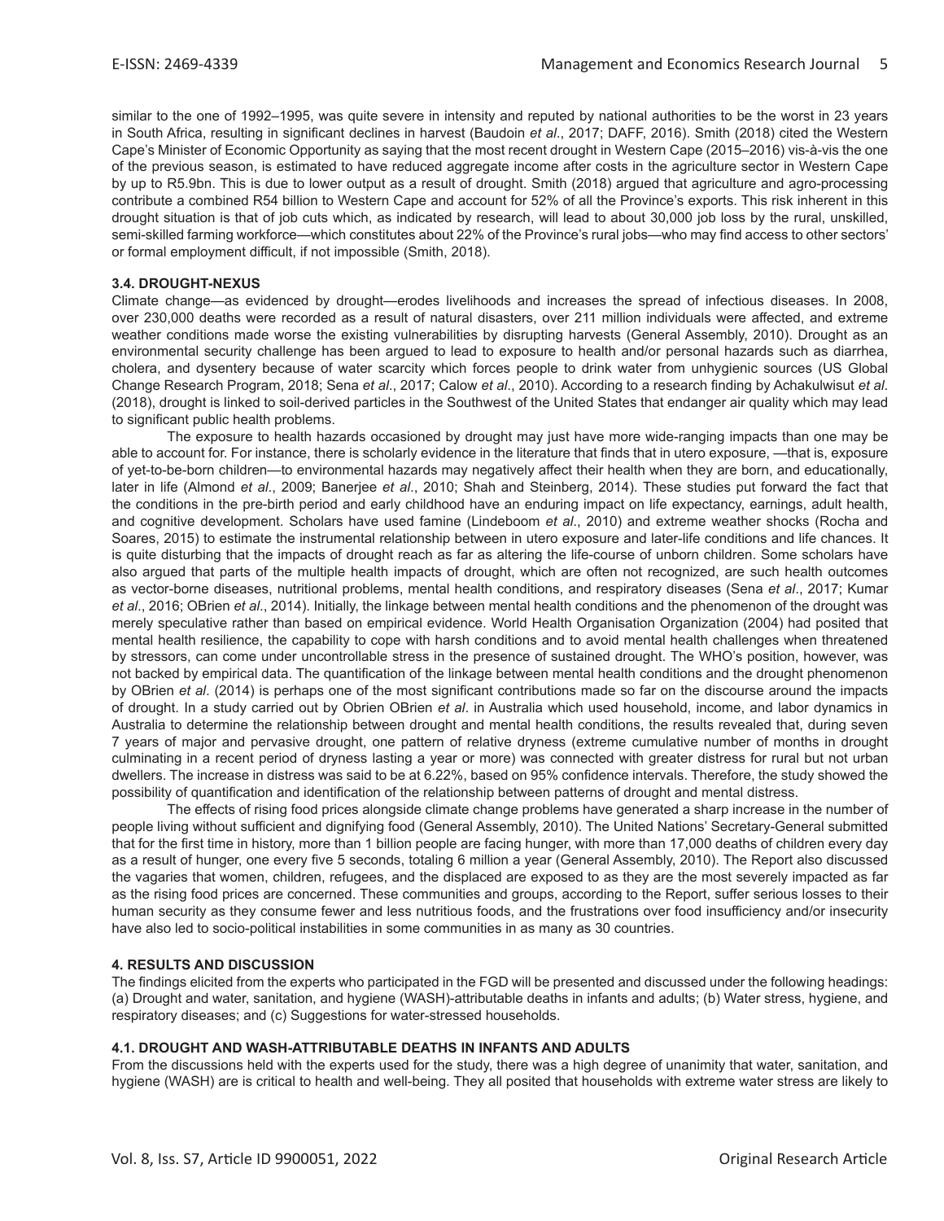similar to the one of 1992–1995, was quite severe in intensity and reputed by national authorities to be the worst in 23 years in South Africa, resulting in significant declines in harvest (Baudoin *et al*., 2017; DAFF, 2016). Smith (2018) cited the Western Cape's Minister of Economic Opportunity as saying that the most recent drought in Western Cape (2015–2016) vis-à-vis the one of the previous season, is estimated to have reduced aggregate income after costs in the agriculture sector in Western Cape by up to R5.9bn. This is due to lower output as a result of drought. Smith (2018) argued that agriculture and agro-processing contribute a combined R54 billion to Western Cape and account for 52% of all the Province's exports. This risk inherent in this drought situation is that of job cuts which, as indicated by research, will lead to about 30,000 job loss by the rural, unskilled, semi-skilled farming workforce—which constitutes about 22% of the Province's rural jobs—who may find access to other sectors' or formal employment difficult, if not impossible (Smith, 2018).

### 3.4. DROUGHT-NEXUS

Climate change—as evidenced by drought—erodes livelihoods and increases the spread of infectious diseases. In 2008, over 230,000 deaths were recorded as a result of natural disasters, over 211 million individuals were affected, and extreme weather conditions made worse the existing vulnerabilities by disrupting harvests (General Assembly, 2010). Drought as an environmental security challenge has been argued to lead to exposure to health and/or personal hazards such as diarrhea, cholera, and dysentery because of water scarcity which forces people to drink water from unhygienic sources (US Global Change Research Program, 2018; Sena *et al*., 2017; Calow *et al*., 2010). According to a research finding by Achakulwisut *et al*. (2018), drought is linked to soil-derived particles in the Southwest of the United States that endanger air quality which may lead to significant public health problems.

The exposure to health hazards occasioned by drought may just have more wide-ranging impacts than one may be able to account for. For instance, there is scholarly evidence in the literature that finds that in utero exposure, —that is, exposure of yet-to-be-born children—to environmental hazards may negatively affect their health when they are born, and educationally, later in life (Almond *et al*., 2009; Banerjee *et al*., 2010; Shah and Steinberg, 2014). These studies put forward the fact that the conditions in the pre-birth period and early childhood have an enduring impact on life expectancy, earnings, adult health, and cognitive development. Scholars have used famine (Lindeboom *et al*., 2010) and extreme weather shocks (Rocha and Soares, 2015) to estimate the instrumental relationship between in utero exposure and later-life conditions and life chances. It is quite disturbing that the impacts of drought reach as far as altering the life-course of unborn children. Some scholars have also argued that parts of the multiple health impacts of drought, which are often not recognized, are such health outcomes as vector-borne diseases, nutritional problems, mental health conditions, and respiratory diseases (Sena *et al*., 2017; Kumar *et al*., 2016; OBrien *et al*., 2014). Initially, the linkage between mental health conditions and the phenomenon of the drought was merely speculative rather than based on empirical evidence. World Health Organisation Organization (2004) had posited that mental health resilience, the capability to cope with harsh conditions and to avoid mental health challenges when threatened by stressors, can come under uncontrollable stress in the presence of sustained drought. The WHO's position, however, was not backed by empirical data. The quantification of the linkage between mental health conditions and the drought phenomenon by OBrien *et al*. (2014) is perhaps one of the most significant contributions made so far on the discourse around the impacts of drought. In a study carried out by Obrien OBrien *et al*. in Australia which used household, income, and labor dynamics in Australia to determine the relationship between drought and mental health conditions, the results revealed that, during seven 7 years of major and pervasive drought, one pattern of relative dryness (extreme cumulative number of months in drought culminating in a recent period of dryness lasting a year or more) was connected with greater distress for rural but not urban dwellers. The increase in distress was said to be at 6.22%, based on 95% confidence intervals. Therefore, the study showed the possibility of quantification and identification of the relationship between patterns of drought and mental distress.

The effects of rising food prices alongside climate change problems have generated a sharp increase in the number of people living without sufficient and dignifying food (General Assembly, 2010). The United Nations' Secretary-General submitted that for the first time in history, more than 1 billion people are facing hunger, with more than 17,000 deaths of children every day as a result of hunger, one every five 5 seconds, totaling 6 million a year (General Assembly, 2010). The Report also discussed the vagaries that women, children, refugees, and the displaced are exposed to as they are the most severely impacted as far as the rising food prices are concerned. These communities and groups, according to the Report, suffer serious losses to their human security as they consume fewer and less nutritious foods, and the frustrations over food insufficiency and/or insecurity have also led to socio-political instabilities in some communities in as many as 30 countries.

## 4. RESULTS AND DISCUSSION

The findings elicited from the experts who participated in the FGD will be presented and discussed under the following headings: (a) Drought and water, sanitation, and hygiene (WASH)-attributable deaths in infants and adults; (b) Water stress, hygiene, and respiratory diseases; and (c) Suggestions for water-stressed households.

### 4.1. DROUGHT AND WASH-ATTRIBUTABLE DEATHS IN INFANTS AND ADULTS

From the discussions held with the experts used for the study, there was a high degree of unanimity that water, sanitation, and hygiene (WASH) are is critical to health and well-being. They all posited that households with extreme water stress are likely to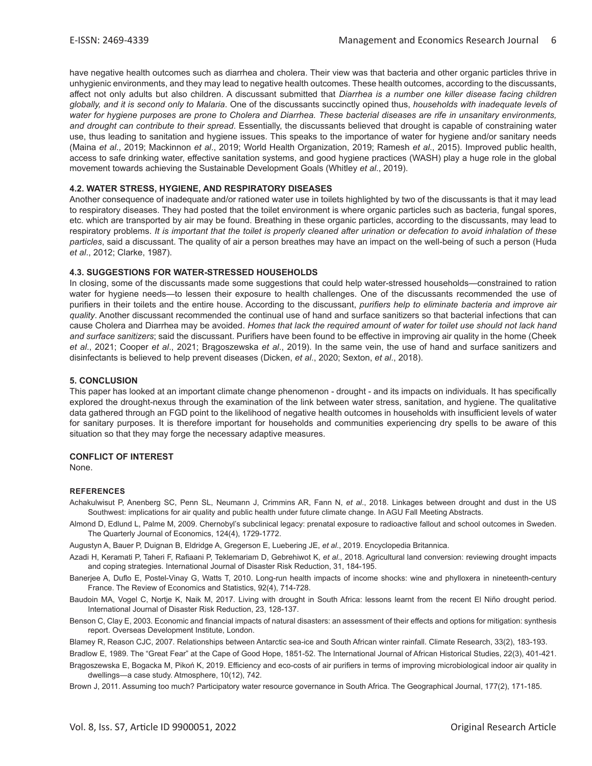have negative health outcomes such as diarrhea and cholera. Their view was that bacteria and other organic particles thrive in unhygienic environments, and they may lead to negative health outcomes. These health outcomes, according to the discussants, affect not only adults but also children. A discussant submitted that *Diarrhea is a number one killer disease facing children globally, and it is second only to Malaria*. One of the discussants succinctly opined thus, *households with inadequate levels of water for hygiene purposes are prone to Cholera and Diarrhea. These bacterial diseases are rife in unsanitary environments, and drought can contribute to their spread*. Essentially, the discussants believed that drought is capable of constraining water use, thus leading to sanitation and hygiene issues. This speaks to the importance of water for hygiene and/or sanitary needs (Maina *et al*., 2019; Mackinnon *et al*., 2019; World Health Organization, 2019; Ramesh *et al*., 2015). Improved public health, access to safe drinking water, effective sanitation systems, and good hygiene practices (WASH) play a huge role in the global movement towards achieving the Sustainable Development Goals (Whitley *et al*., 2019).

### 4.2. WATER STRESS, HYGIENE, AND RESPIRATORY DISEASES

Another consequence of inadequate and/or rationed water use in toilets highlighted by two of the discussants is that it may lead to respiratory diseases. They had posted that the toilet environment is where organic particles such as bacteria, fungal spores, etc. which are transported by air may be found. Breathing in these organic particles, according to the discussants, may lead to respiratory problems. *It is important that the toilet is properly cleaned after urination or defecation to avoid inhalation of these particles*, said a discussant. The quality of air a person breathes may have an impact on the well-being of such a person (Huda *et al*., 2012; Clarke, 1987).

### 4.3. SUGGESTIONS FOR WATER-STRESSED HOUSEHOLDS

In closing, some of the discussants made some suggestions that could help water-stressed households—constrained to ration water for hygiene needs—to lessen their exposure to health challenges. One of the discussants recommended the use of purifiers in their toilets and the entire house. According to the discussant, *purifiers help to eliminate bacteria and improve air quality*. Another discussant recommended the continual use of hand and surface sanitizers so that bacterial infections that can cause Cholera and Diarrhea may be avoided. *Homes that lack the required amount of water for toilet use should not lack hand and surface sanitizers*; said the discussant. Purifiers have been found to be effective in improving air quality in the home (Cheek *et al*., 2021; Cooper *et al*., 2021; Brągoszewska *et al*., 2019). In the same vein, the use of hand and surface sanitizers and disinfectants is believed to help prevent diseases (Dicken, *et al*., 2020; Sexton, *et al*., 2018).

## 5. CONCLUSION

This paper has looked at an important climate change phenomenon - drought - and its impacts on individuals. It has specifically explored the drought-nexus through the examination of the link between water stress, sanitation, and hygiene. The qualitative data gathered through an FGD point to the likelihood of negative health outcomes in households with insufficient levels of water for sanitary purposes. It is therefore important for households and communities experiencing dry spells to be aware of this situation so that they may forge the necessary adaptive measures.

## CONFLICT OF INTEREST

None.

## REFERENCES

Achakulwisut P, Anenberg SC, Penn SL, Neumann J, Crimmins AR, Fann N, *et al*., 2018. Linkages between drought and dust in the US Southwest: implications for air quality and public health under future climate change. In AGU Fall Meeting Abstracts.

Almond D, Edlund L, Palme M, 2009. Chernobyl's subclinical legacy: prenatal exposure to radioactive fallout and school outcomes in Sweden. The Quarterly Journal of Economics, 124(4), 1729-1772.

Augustyn A, Bauer P, Duignan B, Eldridge A, Gregerson E, Luebering JE, *et al*., 2019. Encyclopedia Britannica.

Azadi H, Keramati P, Taheri F, Rafiaani P, Teklemariam D, Gebrehiwot K, *et al*., 2018. Agricultural land conversion: reviewing drought impacts and coping strategies. International Journal of Disaster Risk Reduction, 31, 184-195.

Banerjee A, Duflo E, Postel-Vinay G, Watts T, 2010. Long-run health impacts of income shocks: wine and phylloxera in nineteenth-century France. The Review of Economics and Statistics, 92(4), 714-728.

Baudoin MA, Vogel C, Nortje K, Naik M, 2017. Living with drought in South Africa: lessons learnt from the recent El Niño drought period. International Journal of Disaster Risk Reduction, 23, 128-137.

Benson C, Clay E, 2003. Economic and financial impacts of natural disasters: an assessment of their effects and options for mitigation: synthesis report. Overseas Development Institute, London.

Blamey R, Reason CJC, 2007. Relationships between Antarctic sea-ice and South African winter rainfall. Climate Research, 33(2), 183-193.

Bradlow E, 1989. The "Great Fear" at the Cape of Good Hope, 1851-52. The International Journal of African Historical Studies, 22(3), 401-421.

Brągoszewska E, Bogacka M, Pikoń K, 2019. Efficiency and eco-costs of air purifiers in terms of improving microbiological indoor air quality in dwellings—a case study. Atmosphere, 10(12), 742.

Brown J, 2011. Assuming too much? Participatory water resource governance in South Africa. The Geographical Journal, 177(2), 171-185.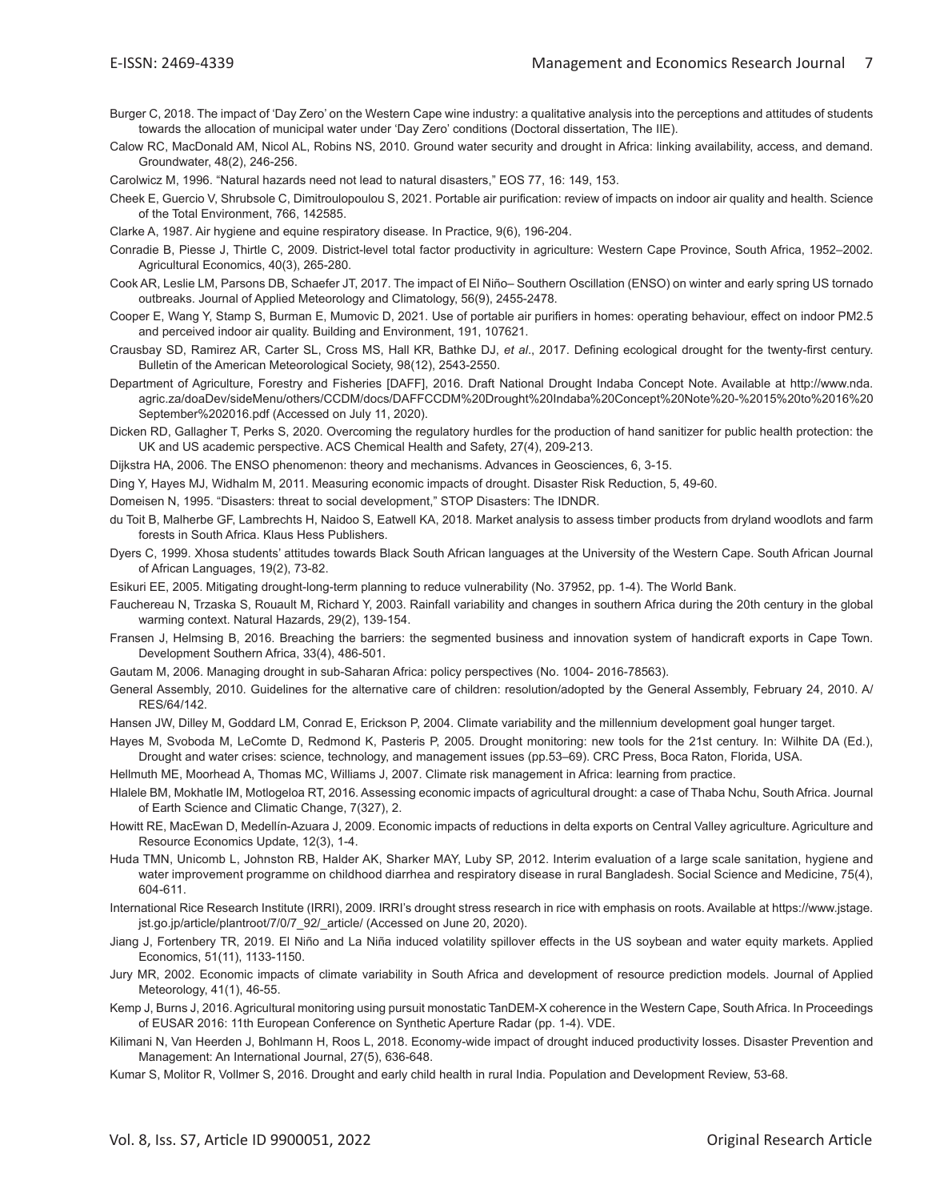Burger C, 2018. The impact of 'Day Zero' on the Western Cape wine industry: a qualitative analysis into the perceptions and attitudes of students towards the allocation of municipal water under 'Day Zero' conditions (Doctoral dissertation, The IIE).

Calow RC, MacDonald AM, Nicol AL, Robins NS, 2010. Ground water security and drought in Africa: linking availability, access, and demand. Groundwater, 48(2), 246-256.

Carolwicz M, 1996. "Natural hazards need not lead to natural disasters," EOS 77, 16: 149, 153.

Cheek E, Guercio V, Shrubsole C, Dimitroulopoulou S, 2021. Portable air purification: review of impacts on indoor air quality and health. Science of the Total Environment, 766, 142585.

Clarke A, 1987. Air hygiene and equine respiratory disease. In Practice, 9(6), 196-204.

Conradie B, Piesse J, Thirtle C, 2009. District-level total factor productivity in agriculture: Western Cape Province, South Africa, 1952–2002. Agricultural Economics, 40(3), 265-280.

Cook AR, Leslie LM, Parsons DB, Schaefer JT, 2017. The impact of El Niño– Southern Oscillation (ENSO) on winter and early spring US tornado outbreaks. Journal of Applied Meteorology and Climatology, 56(9), 2455-2478.

Cooper E, Wang Y, Stamp S, Burman E, Mumovic D, 2021. Use of portable air purifiers in homes: operating behaviour, effect on indoor PM2.5 and perceived indoor air quality. Building and Environment, 191, 107621.

Crausbay SD, Ramirez AR, Carter SL, Cross MS, Hall KR, Bathke DJ, *et al*., 2017. Defining ecological drought for the twenty-first century. Bulletin of the American Meteorological Society, 98(12), 2543-2550.

Department of Agriculture, Forestry and Fisheries [DAFF], 2016. Draft National Drought Indaba Concept Note. Available at http://www.nda.agric.za/doaDev/sideMenu/others/CCDM/docs/DAFFCCDM%20Drought%20Indaba%20Concept%20Note%20-%2015%20to%2016%20September%202016.pdf (Accessed on July 11, 2020).

Dicken RD, Gallagher T, Perks S, 2020. Overcoming the regulatory hurdles for the production of hand sanitizer for public health protection: the UK and US academic perspective. ACS Chemical Health and Safety, 27(4), 209-213.

Dijkstra HA, 2006. The ENSO phenomenon: theory and mechanisms. Advances in Geosciences, 6, 3-15.

Ding Y, Hayes MJ, Widhalm M, 2011. Measuring economic impacts of drought. Disaster Risk Reduction, 5, 49-60.

Domeisen N, 1995. "Disasters: threat to social development," STOP Disasters: The IDNDR.

du Toit B, Malherbe GF, Lambrechts H, Naidoo S, Eatwell KA, 2018. Market analysis to assess timber products from dryland woodlots and farm forests in South Africa. Klaus Hess Publishers.

Dyers C, 1999. Xhosa students' attitudes towards Black South African languages at the University of the Western Cape. South African Journal of African Languages, 19(2), 73-82.

Esikuri EE, 2005. Mitigating drought-long-term planning to reduce vulnerability (No. 37952, pp. 1-4). The World Bank.

Fauchereau N, Trzaska S, Rouault M, Richard Y, 2003. Rainfall variability and changes in southern Africa during the 20th century in the global warming context. Natural Hazards, 29(2), 139-154.

Fransen J, Helmsing B, 2016. Breaching the barriers: the segmented business and innovation system of handicraft exports in Cape Town. Development Southern Africa, 33(4), 486-501.

Gautam M, 2006. Managing drought in sub-Saharan Africa: policy perspectives (No. 1004- 2016-78563).

General Assembly, 2010. Guidelines for the alternative care of children: resolution/adopted by the General Assembly, February 24, 2010. A/RES/64/142.

Hansen JW, Dilley M, Goddard LM, Conrad E, Erickson P, 2004. Climate variability and the millennium development goal hunger target.

Hayes M, Svoboda M, LeComte D, Redmond K, Pasteris P, 2005. Drought monitoring: new tools for the 21st century. In: Wilhite DA (Ed.), Drought and water crises: science, technology, and management issues (pp.53–69). CRC Press, Boca Raton, Florida, USA.

Hellmuth ME, Moorhead A, Thomas MC, Williams J, 2007. Climate risk management in Africa: learning from practice.

Hlalele BM, Mokhatle IM, Motlogeloa RT, 2016. Assessing economic impacts of agricultural drought: a case of Thaba Nchu, South Africa. Journal of Earth Science and Climatic Change, 7(327), 2.

Howitt RE, MacEwan D, Medellín-Azuara J, 2009. Economic impacts of reductions in delta exports on Central Valley agriculture. Agriculture and Resource Economics Update, 12(3), 1-4.

Huda TMN, Unicomb L, Johnston RB, Halder AK, Sharker MAY, Luby SP, 2012. Interim evaluation of a large scale sanitation, hygiene and water improvement programme on childhood diarrhea and respiratory disease in rural Bangladesh. Social Science and Medicine, 75(4), 604-611.

International Rice Research Institute (IRRI), 2009. IRRI's drought stress research in rice with emphasis on roots. Available at https://www.jstage.jst.go.jp/article/plantroot/7/0/7_92/_article/ (Accessed on June 20, 2020).

Jiang J, Fortenbery TR, 2019. El Niño and La Niña induced volatility spillover effects in the US soybean and water equity markets. Applied Economics, 51(11), 1133-1150.

Jury MR, 2002. Economic impacts of climate variability in South Africa and development of resource prediction models. Journal of Applied Meteorology, 41(1), 46-55.

Kemp J, Burns J, 2016. Agricultural monitoring using pursuit monostatic TanDEM-X coherence in the Western Cape, South Africa. In Proceedings of EUSAR 2016: 11th European Conference on Synthetic Aperture Radar (pp. 1-4). VDE.

Kilimani N, Van Heerden J, Bohlmann H, Roos L, 2018. Economy-wide impact of drought induced productivity losses. Disaster Prevention and Management: An International Journal, 27(5), 636-648.

Kumar S, Molitor R, Vollmer S, 2016. Drought and early child health in rural India. Population and Development Review, 53-68.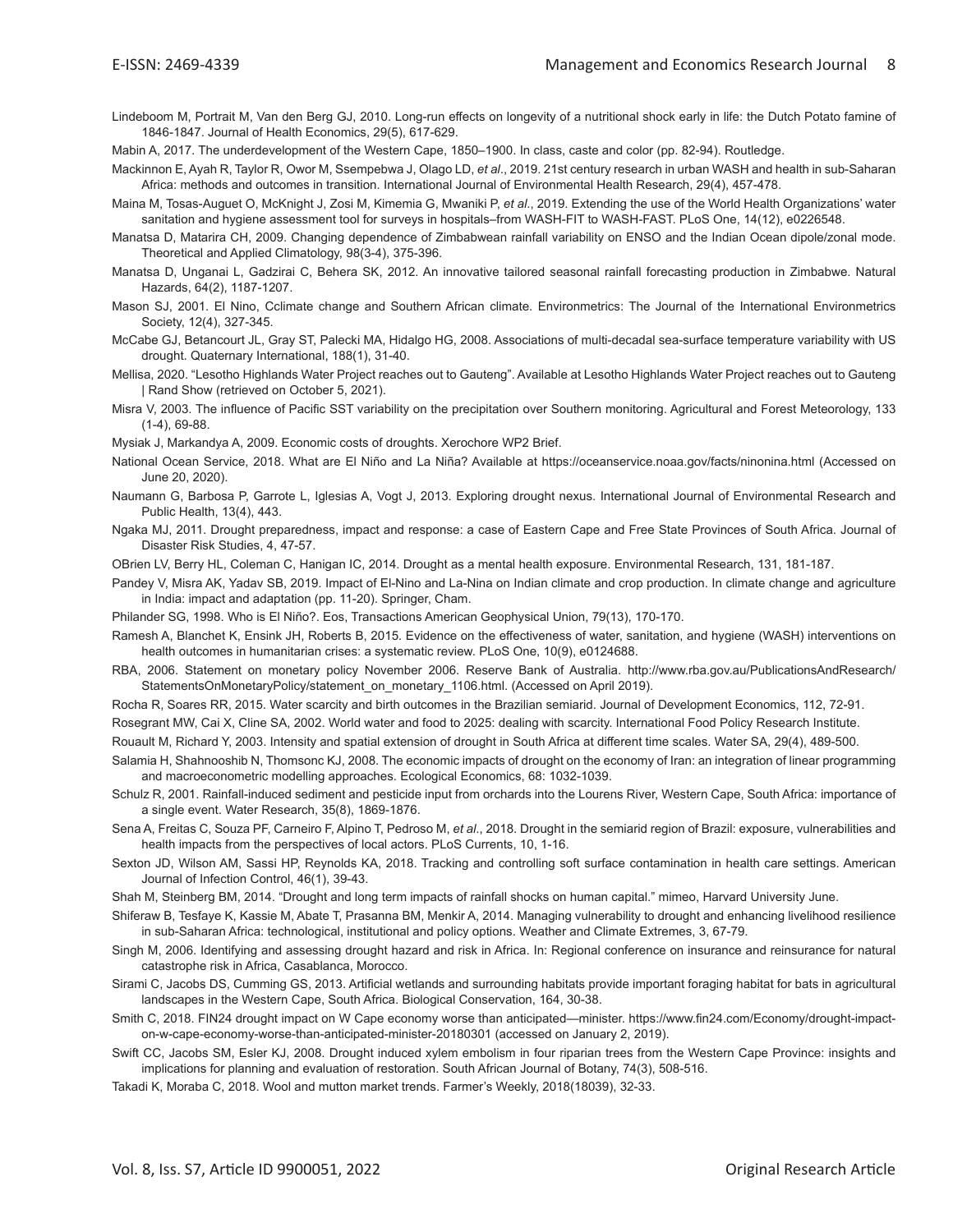Lindeboom M, Portrait M, Van den Berg GJ, 2010. Long-run effects on longevity of a nutritional shock early in life: the Dutch Potato famine of 1846-1847. Journal of Health Economics, 29(5), 617-629.

Mabin A, 2017. The underdevelopment of the Western Cape, 1850–1900. In class, caste and color (pp. 82-94). Routledge.

Mackinnon E, Ayah R, Taylor R, Owor M, Ssempebwa J, Olago LD, *et al*., 2019. 21st century research in urban WASH and health in sub-Saharan Africa: methods and outcomes in transition. International Journal of Environmental Health Research, 29(4), 457-478.

Maina M, Tosas-Auguet O, McKnight J, Zosi M, Kimemia G, Mwaniki P, *et al*., 2019. Extending the use of the World Health Organizations' water sanitation and hygiene assessment tool for surveys in hospitals–from WASH-FIT to WASH-FAST. PLoS One, 14(12), e0226548.

Manatsa D, Matarira CH, 2009. Changing dependence of Zimbabwean rainfall variability on ENSO and the Indian Ocean dipole/zonal mode. Theoretical and Applied Climatology, 98(3-4), 375-396.

Manatsa D, Unganai L, Gadzirai C, Behera SK, 2012. An innovative tailored seasonal rainfall forecasting production in Zimbabwe. Natural Hazards, 64(2), 1187-1207.

Mason SJ, 2001. El Nino, Cclimate change and Southern African climate. Environmetrics: The Journal of the International Environmetrics Society, 12(4), 327-345.

McCabe GJ, Betancourt JL, Gray ST, Palecki MA, Hidalgo HG, 2008. Associations of multi-decadal sea-surface temperature variability with US drought. Quaternary International, 188(1), 31-40.

Mellisa, 2020. "Lesotho Highlands Water Project reaches out to Gauteng". Available at Lesotho Highlands Water Project reaches out to Gauteng | Rand Show (retrieved on October 5, 2021).

Misra V, 2003. The influence of Pacific SST variability on the precipitation over Southern monitoring. Agricultural and Forest Meteorology, 133 (1-4), 69-88.

Mysiak J, Markandya A, 2009. Economic costs of droughts. Xerochore WP2 Brief.

National Ocean Service, 2018. What are El Niño and La Niña? Available at https://oceanservice.noaa.gov/facts/ninonina.html (Accessed on June 20, 2020).

Naumann G, Barbosa P, Garrote L, Iglesias A, Vogt J, 2013. Exploring drought nexus. International Journal of Environmental Research and Public Health, 13(4), 443.

Ngaka MJ, 2011. Drought preparedness, impact and response: a case of Eastern Cape and Free State Provinces of South Africa. Journal of Disaster Risk Studies, 4, 47-57.

OBrien LV, Berry HL, Coleman C, Hanigan IC, 2014. Drought as a mental health exposure. Environmental Research, 131, 181-187.

Pandey V, Misra AK, Yadav SB, 2019. Impact of El-Nino and La-Nina on Indian climate and crop production. In climate change and agriculture in India: impact and adaptation (pp. 11-20). Springer, Cham.

Philander SG, 1998. Who is El Niño?. Eos, Transactions American Geophysical Union, 79(13), 170-170.

Ramesh A, Blanchet K, Ensink JH, Roberts B, 2015. Evidence on the effectiveness of water, sanitation, and hygiene (WASH) interventions on health outcomes in humanitarian crises: a systematic review. PLoS One, 10(9), e0124688.

RBA, 2006. Statement on monetary policy November 2006. Reserve Bank of Australia. http://www.rba.gov.au/PublicationsAndResearch/StatementsOnMonetaryPolicy/statement_on_monetary_1106.html. (Accessed on April 2019).

Rocha R, Soares RR, 2015. Water scarcity and birth outcomes in the Brazilian semiarid. Journal of Development Economics, 112, 72-91.

Rosegrant MW, Cai X, Cline SA, 2002. World water and food to 2025: dealing with scarcity. International Food Policy Research Institute.

Rouault M, Richard Y, 2003. Intensity and spatial extension of drought in South Africa at different time scales. Water SA, 29(4), 489-500.

Salamia H, Shahnooshib N, Thomsonc KJ, 2008. The economic impacts of drought on the economy of Iran: an integration of linear programming and macroeconometric modelling approaches. Ecological Economics, 68: 1032-1039.

Schulz R, 2001. Rainfall-induced sediment and pesticide input from orchards into the Lourens River, Western Cape, South Africa: importance of a single event. Water Research, 35(8), 1869-1876.

Sena A, Freitas C, Souza PF, Carneiro F, Alpino T, Pedroso M, *et al*., 2018. Drought in the semiarid region of Brazil: exposure, vulnerabilities and health impacts from the perspectives of local actors. PLoS Currents, 10, 1-16.

Sexton JD, Wilson AM, Sassi HP, Reynolds KA, 2018. Tracking and controlling soft surface contamination in health care settings. American Journal of Infection Control, 46(1), 39-43.

Shah M, Steinberg BM, 2014. "Drought and long term impacts of rainfall shocks on human capital." mimeo, Harvard University June.

Shiferaw B, Tesfaye K, Kassie M, Abate T, Prasanna BM, Menkir A, 2014. Managing vulnerability to drought and enhancing livelihood resilience in sub-Saharan Africa: technological, institutional and policy options. Weather and Climate Extremes, 3, 67-79.

Singh M, 2006. Identifying and assessing drought hazard and risk in Africa. In: Regional conference on insurance and reinsurance for natural catastrophe risk in Africa, Casablanca, Morocco.

Sirami C, Jacobs DS, Cumming GS, 2013. Artificial wetlands and surrounding habitats provide important foraging habitat for bats in agricultural landscapes in the Western Cape, South Africa. Biological Conservation, 164, 30-38.

Smith C, 2018. FIN24 drought impact on W Cape economy worse than anticipated—minister. https://www.fin24.com/Economy/drought-impact-on-w-cape-economy-worse-than-anticipated-minister-20180301 (accessed on January 2, 2019).

Swift CC, Jacobs SM, Esler KJ, 2008. Drought induced xylem embolism in four riparian trees from the Western Cape Province: insights and implications for planning and evaluation of restoration. South African Journal of Botany, 74(3), 508-516.

Takadi K, Moraba C, 2018. Wool and mutton market trends. Farmer's Weekly, 2018(18039), 32-33.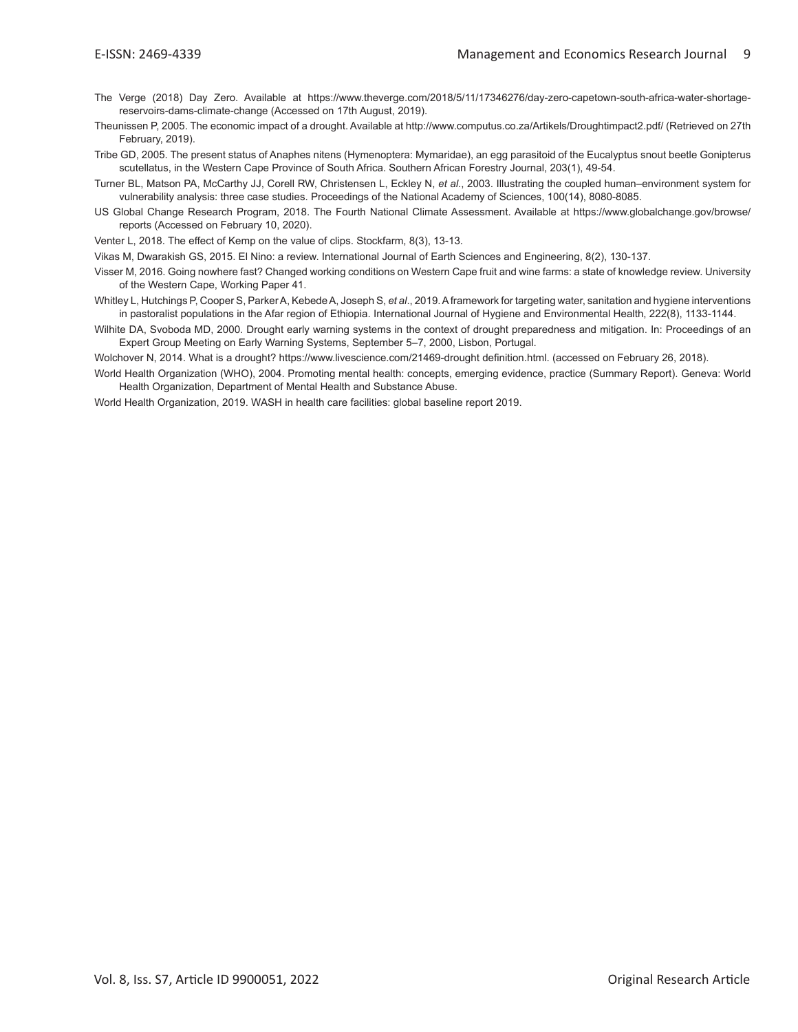The Verge (2018) Day Zero. Available at https://www.theverge.com/2018/5/11/17346276/day-zero-capetown-south-africa-water-shortage-reservoirs-dams-climate-change (Accessed on 17th August, 2019).

Theunissen P, 2005. The economic impact of a drought. Available at http://www.computus.co.za/Artikels/Droughtimpact2.pdf/ (Retrieved on 27th February, 2019).

Tribe GD, 2005. The present status of Anaphes nitens (Hymenoptera: Mymaridae), an egg parasitoid of the Eucalyptus snout beetle Gonipterus scutellatus, in the Western Cape Province of South Africa. Southern African Forestry Journal, 203(1), 49-54.

Turner BL, Matson PA, McCarthy JJ, Corell RW, Christensen L, Eckley N, *et al*., 2003. Illustrating the coupled human–environment system for vulnerability analysis: three case studies. Proceedings of the National Academy of Sciences, 100(14), 8080-8085.

US Global Change Research Program, 2018. The Fourth National Climate Assessment. Available at https://www.globalchange.gov/browse/reports (Accessed on February 10, 2020).

Venter L, 2018. The effect of Kemp on the value of clips. Stockfarm, 8(3), 13-13.

Vikas M, Dwarakish GS, 2015. El Nino: a review. International Journal of Earth Sciences and Engineering, 8(2), 130-137.

Visser M, 2016. Going nowhere fast? Changed working conditions on Western Cape fruit and wine farms: a state of knowledge review. University of the Western Cape, Working Paper 41.

Whitley L, Hutchings P, Cooper S, Parker A, Kebede A, Joseph S, *et al*., 2019. A framework for targeting water, sanitation and hygiene interventions in pastoralist populations in the Afar region of Ethiopia. International Journal of Hygiene and Environmental Health, 222(8), 1133-1144.

Wilhite DA, Svoboda MD, 2000. Drought early warning systems in the context of drought preparedness and mitigation. In: Proceedings of an Expert Group Meeting on Early Warning Systems, September 5–7, 2000, Lisbon, Portugal.

Wolchover N, 2014. What is a drought? https://www.livescience.com/21469-drought definition.html. (accessed on February 26, 2018).

World Health Organization (WHO), 2004. Promoting mental health: concepts, emerging evidence, practice (Summary Report). Geneva: World Health Organization, Department of Mental Health and Substance Abuse.

World Health Organization, 2019. WASH in health care facilities: global baseline report 2019.